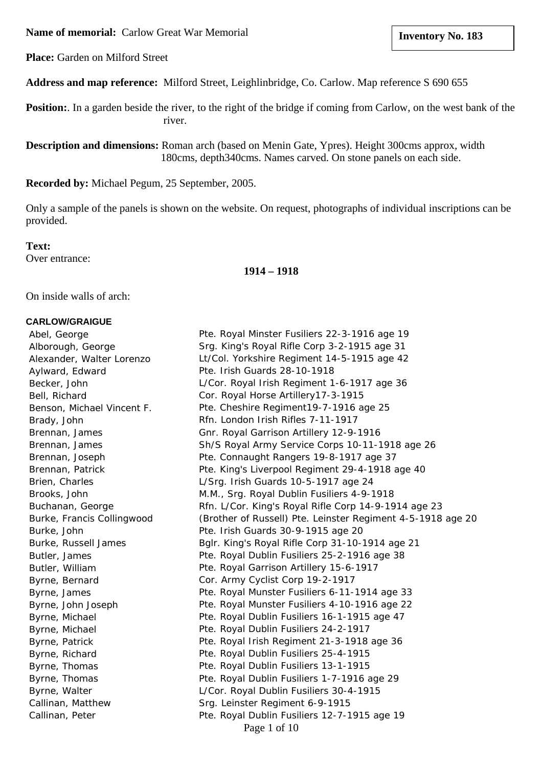**Name of memorial:** Carlow Great War Memorial

**Inventory No. 183**

**Place:** Garden on Milford Street

**Address and map reference:** Milford Street, Leighlinbridge, Co. Carlow. Map reference S 690 655

**Position:**. In a garden beside the river, to the right of the bridge if coming from Carlow, on the west bank of the river.

**Description and dimensions:** Roman arch (based on Menin Gate, Ypres). Height 300cms approx, width 180cms, depth340cms. Names carved. On stone panels on each side.

**Recorded by:** Michael Pegum, 25 September, 2005.

Only a sample of the panels is shown on the website. On request, photographs of individual inscriptions can be provided.

**Text:**

Over entrance:

**1914 – 1918**

On inside walls of arch:

**CARLOW/GRAIGUE**

| | |
|---|---|
| Abel, George | Pte. Royal Minster Fusiliers 22-3-1916 age 19 |
| Alborough, George | Srg. King's Royal Rifle Corp 3-2-1915 age 31 |
| Alexander, Walter Lorenzo | Lt/Col. Yorkshire Regiment 14-5-1915 age 42 |
| Aylward, Edward | Pte. Irish Guards 28-10-1918 |
| Becker, John | L/Cor. Royal Irish Regiment 1-6-1917 age 36 |
| Bell, Richard | Cor. Royal Horse Artillery17-3-1915 |
| Benson, Michael Vincent F. | Pte. Cheshire Regiment19-7-1916 age 25 |
| Brady, John | Rfn. London Irish Rifles 7-11-1917 |
| Brennan, James | Gnr. Royal Garrison Artillery 12-9-1916 |
| Brennan, James | Sh/S Royal Army Service Corps 10-11-1918 age 26 |
| Brennan, Joseph | Pte. Connaught Rangers 19-8-1917 age 37 |
| Brennan, Patrick | Pte. King's Liverpool Regiment 29-4-1918 age 40 |
| Brien, Charles | L/Srg. Irish Guards 10-5-1917 age 24 |
| Brooks, John | M.M., Srg. Royal Dublin Fusiliers 4-9-1918 |
| Buchanan, George | Rfn. L/Cor. King's Royal Rifle Corp 14-9-1914 age 23 |
| Burke, Francis Collingwood | (Brother of Russell) Pte. Leinster Regiment 4-5-1918 age 20 |
| Burke, John | Pte. Irish Guards 30-9-1915 age 20 |
| Burke, Russell James | Bglr. King's Royal Rifle Corp 31-10-1914 age 21 |
| Butler, James | Pte. Royal Dublin Fusiliers 25-2-1916 age 38 |
| Butler, William | Pte. Royal Garrison Artillery 15-6-1917 |
| Byrne, Bernard | Cor. Army Cyclist Corp 19-2-1917 |
| Byrne, James | Pte. Royal Munster Fusiliers 6-11-1914 age 33 |
| Byrne, John Joseph | Pte. Royal Munster Fusiliers 4-10-1916 age 22 |
| Byrne, Michael | Pte. Royal Dublin Fusiliers 16-1-1915 age 47 |
| Byrne, Michael | Pte. Royal Dublin Fusiliers 24-2-1917 |
| Byrne, Patrick | Pte. Royal Irish Regiment 21-3-1918 age 36 |
| Byrne, Richard | Pte. Royal Dublin Fusiliers 25-4-1915 |
| Byrne, Thomas | Pte. Royal Dublin Fusiliers 13-1-1915 |
| Byrne, Thomas | Pte. Royal Dublin Fusiliers 1-7-1916 age 29 |
| Byrne, Walter | L/Cor. Royal Dublin Fusiliers 30-4-1915 |
| Callinan, Matthew | Srg. Leinster Regiment 6-9-1915 |
| Callinan, Peter | Pte. Royal Dublin Fusiliers 12-7-1915 age 19 |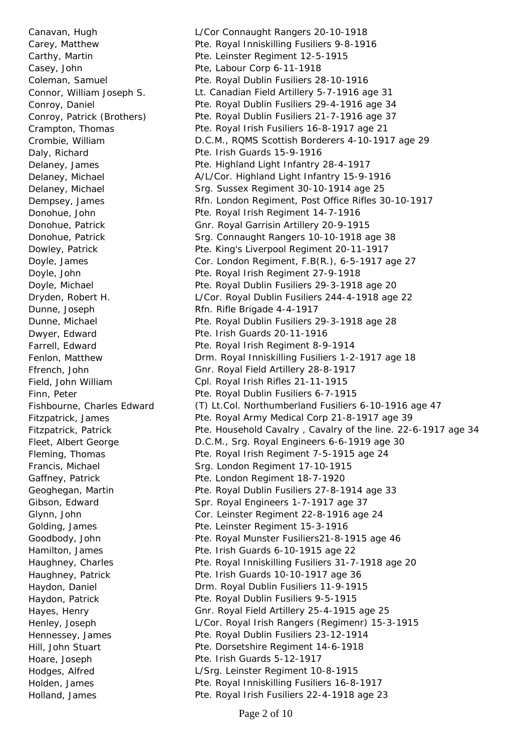| | |
|---|---|
| Canavan, Hugh | L/Cor Connaught Rangers 20-10-1918 |
| Carey, Matthew | Pte. Royal Inniskilling Fusiliers 9-8-1916 |
| Carthy, Martin | Pte. Leinster Regiment 12-5-1915 |
| Casey, John | Pte, Labour Corp 6-11-1918 |
| Coleman, Samuel | Pte. Royal Dublin Fusiliers 28-10-1916 |
| Connor, William Joseph S. | Lt. Canadian Field Artillery 5-7-1916 age 31 |
| Conroy, Daniel | Pte. Royal Dublin Fusiliers 29-4-1916 age 34 |
| Conroy, Patrick (Brothers) | Pte. Royal Dublin Fusiliers 21-7-1916 age 37 |
| Crampton, Thomas | Pte. Royal Irish Fusiliers 16-8-1917 age 21 |
| Crombie, William | D.C.M., RQMS Scottish Borderers 4-10-1917 age 29 |
| Daly, Richard | Pte. Irish Guards 15-9-1916 |
| Delaney, James | Pte. Highland Light Infantry 28-4-1917 |
| Delaney, Michael | A/L/Cor. Highland Light Infantry 15-9-1916 |
| Delaney, Michael | Srg. Sussex Regiment 30-10-1914 age 25 |
| Dempsey, James | Rfn. London Regiment, Post Office Rifles 30-10-1917 |
| Donohue, John | Pte. Royal Irish Regiment 14-7-1916 |
| Donohue, Patrick | Gnr. Royal Garrisin Artillery 20-9-1915 |
| Donohue, Patrick | Srg. Connaught Rangers 10-10-1918 age 38 |
| Dowley, Patrick | Pte. King's Liverpool Regiment 20-11-1917 |
| Doyle, James | Cor. London Regiment, F.B(R.), 6-5-1917 age 27 |
| Doyle, John | Pte. Royal Irish Regiment 27-9-1918 |
| Doyle, Michael | Pte. Royal Dublin Fusiliers 29-3-1918 age 20 |
| Dryden, Robert H. | L/Cor. Royal Dublin Fusiliers 244-4-1918 age 22 |
| Dunne, Joseph | Rfn. Rifle Brigade 4-4-1917 |
| Dunne, Michael | Pte. Royal Dublin Fusiliers 29-3-1918 age 28 |
| Dwyer, Edward | Pte. Irish Guards 20-11-1916 |
| Farrell, Edward | Pte. Royal Irish Regiment 8-9-1914 |
| Fenlon, Matthew | Drm. Royal Inniskilling Fusiliers 1-2-1917 age 18 |
| Ffrench, John | Gnr. Royal Field Artillery 28-8-1917 |
| Field, John William | Cpl. Royal Irish Rifles 21-11-1915 |
| Finn, Peter | Pte. Royal Dublin Fusiliers 6-7-1915 |
| Fishbourne, Charles Edward | (T) Lt.Col. Northumberland Fusiliers 6-10-1916 age 47 |
| Fitzpatrick, James | Pte. Royal Army Medical Corp 21-8-1917 age 39 |
| Fitzpatrick, Patrick | Pte. Household Cavalry , Cavalry of the line. 22-6-1917 age 34 |
| Fleet, Albert George | D.C.M., Srg. Royal Engineers 6-6-1919 age 30 |
| Fleming, Thomas | Pte. Royal Irish Regiment 7-5-1915 age 24 |
| Francis, Michael | Srg. London Regiment 17-10-1915 |
| Gaffney, Patrick | Pte. London Regiment 18-7-1920 |
| Geoghegan, Martin | Pte. Royal Dublin Fusiliers 27-8-1914 age 33 |
| Gibson, Edward | Spr. Royal Engineers 1-7-1917 age 37 |
| Glynn, John | Cor. Leinster Regiment 22-8-1916 age 24 |
| Golding, James | Pte. Leinster Regiment 15-3-1916 |
| Goodbody, John | Pte. Royal Munster Fusiliers21-8-1915 age 46 |
| Hamilton, James | Pte. Irish Guards 6-10-1915 age 22 |
| Haughney, Charles | Pte. Royal Inniskilling Fusiliers 31-7-1918 age 20 |
| Haughney, Patrick | Pte. Irish Guards 10-10-1917 age 36 |
| Haydon, Daniel | Drm. Royal Dublin Fusiliers 11-9-1915 |
| Haydon, Patrick | Pte. Royal Dublin Fusiliers 9-5-1915 |
| Hayes, Henry | Gnr. Royal Field Artillery 25-4-1915 age 25 |
| Henley, Joseph | L/Cor. Royal Irish Rangers (Regimenr) 15-3-1915 |
| Hennessey, James | Pte. Royal Dublin Fusiliers 23-12-1914 |
| Hill, John Stuart | Pte. Dorsetshire Regiment 14-6-1918 |
| Hoare, Joseph | Pte. Irish Guards 5-12-1917 |
| Hodges, Alfred | L/Srg. Leinster Regiment 10-8-1915 |
| Holden, James | Pte. Royal Inniskilling Fusiliers 16-8-1917 |
| Holland, James | Pte. Royal Irish Fusiliers 22-4-1918 age 23 |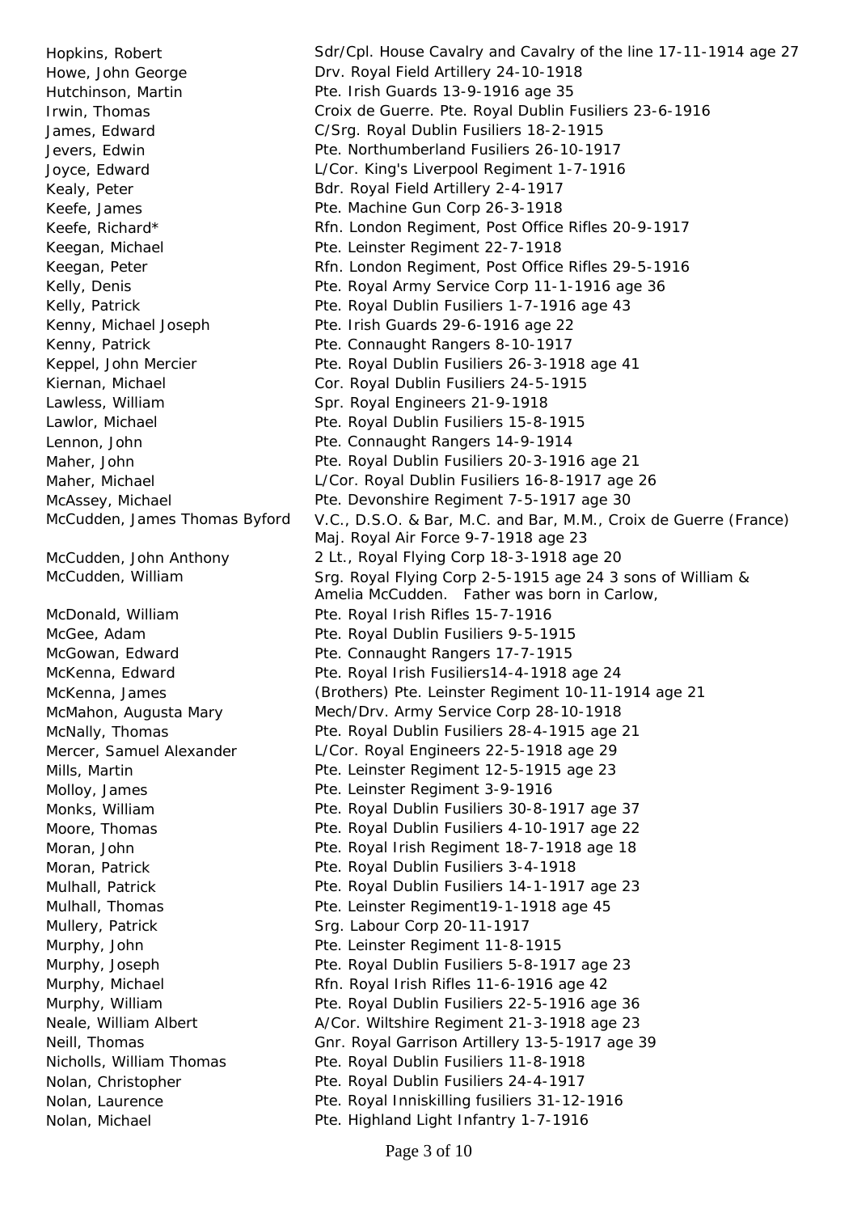| | |
|---|---|
| Hopkins, Robert | Sdr/Cpl. House Cavalry and Cavalry of the line 17-11-1914 age 27 |
| Howe, John George | Drv. Royal Field Artillery 24-10-1918 |
| Hutchinson, Martin | Pte. Irish Guards 13-9-1916 age 35 |
| Irwin, Thomas | Croix de Guerre. Pte. Royal Dublin Fusiliers 23-6-1916 |
| James, Edward | C/Srg. Royal Dublin Fusiliers 18-2-1915 |
| Jevers, Edwin | Pte. Northumberland Fusiliers 26-10-1917 |
| Joyce, Edward | L/Cor. King's Liverpool Regiment 1-7-1916 |
| Kealy, Peter | Bdr. Royal Field Artillery 2-4-1917 |
| Keefe, James | Pte. Machine Gun Corp 26-3-1918 |
| Keefe, Richard* | Rfn. London Regiment, Post Office Rifles 20-9-1917 |
| Keegan, Michael | Pte. Leinster Regiment 22-7-1918 |
| Keegan, Peter | Rfn. London Regiment, Post Office Rifles 29-5-1916 |
| Kelly, Denis | Pte. Royal Army Service Corp 11-1-1916 age 36 |
| Kelly, Patrick | Pte. Royal Dublin Fusiliers 1-7-1916 age 43 |
| Kenny, Michael Joseph | Pte. Irish Guards 29-6-1916 age 22 |
| Kenny, Patrick | Pte. Connaught Rangers 8-10-1917 |
| Keppel, John Mercier | Pte. Royal Dublin Fusiliers 26-3-1918 age 41 |
| Kiernan, Michael | Cor. Royal Dublin Fusiliers 24-5-1915 |
| Lawless, William | Spr. Royal Engineers 21-9-1918 |
| Lawlor, Michael | Pte. Royal Dublin Fusiliers 15-8-1915 |
| Lennon, John | Pte. Connaught Rangers 14-9-1914 |
| Maher, John | Pte. Royal Dublin Fusiliers 20-3-1916 age 21 |
| Maher, Michael | L/Cor. Royal Dublin Fusiliers 16-8-1917 age 26 |
| McAssey, Michael | Pte. Devonshire Regiment 7-5-1917 age 30 |
| McCudden, James Thomas Byford | V.C., D.S.O. & Bar, M.C. and Bar, M.M., Croix de Guerre (France) Maj. Royal Air Force 9-7-1918 age 23 |
| McCudden, John Anthony | 2 Lt., Royal Flying Corp 18-3-1918 age 20 |
| McCudden, William | Srg. Royal Flying Corp 2-5-1915 age 24 3 sons of William & Amelia McCudden. Father was born in Carlow, |
| McDonald, William | Pte. Royal Irish Rifles 15-7-1916 |
| McGee, Adam | Pte. Royal Dublin Fusiliers 9-5-1915 |
| McGowan, Edward | Pte. Connaught Rangers 17-7-1915 |
| McKenna, Edward | Pte. Royal Irish Fusiliers14-4-1918 age 24 |
| McKenna, James | (Brothers) Pte. Leinster Regiment 10-11-1914 age 21 |
| McMahon, Augusta Mary | Mech/Drv. Army Service Corp 28-10-1918 |
| McNally, Thomas | Pte. Royal Dublin Fusiliers 28-4-1915 age 21 |
| Mercer, Samuel Alexander | L/Cor. Royal Engineers 22-5-1918 age 29 |
| Mills, Martin | Pte. Leinster Regiment 12-5-1915 age 23 |
| Molloy, James | Pte. Leinster Regiment 3-9-1916 |
| Monks, William | Pte. Royal Dublin Fusiliers 30-8-1917 age 37 |
| Moore, Thomas | Pte. Royal Dublin Fusiliers 4-10-1917 age 22 |
| Moran, John | Pte. Royal Irish Regiment 18-7-1918 age 18 |
| Moran, Patrick | Pte. Royal Dublin Fusiliers 3-4-1918 |
| Mulhall, Patrick | Pte. Royal Dublin Fusiliers 14-1-1917 age 23 |
| Mulhall, Thomas | Pte. Leinster Regiment19-1-1918 age 45 |
| Mullery, Patrick | Srg. Labour Corp 20-11-1917 |
| Murphy, John | Pte. Leinster Regiment 11-8-1915 |
| Murphy, Joseph | Pte. Royal Dublin Fusiliers 5-8-1917 age 23 |
| Murphy, Michael | Rfn. Royal Irish Rifles 11-6-1916 age 42 |
| Murphy, William | Pte. Royal Dublin Fusiliers 22-5-1916 age 36 |
| Neale, William Albert | A/Cor. Wiltshire Regiment 21-3-1918 age 23 |
| Neill, Thomas | Gnr. Royal Garrison Artillery 13-5-1917 age 39 |
| Nicholls, William Thomas | Pte. Royal Dublin Fusiliers 11-8-1918 |
| Nolan, Christopher | Pte. Royal Dublin Fusiliers 24-4-1917 |
| Nolan, Laurence | Pte. Royal Inniskilling fusiliers 31-12-1916 |
| Nolan, Michael | Pte. Highland Light Infantry 1-7-1916 |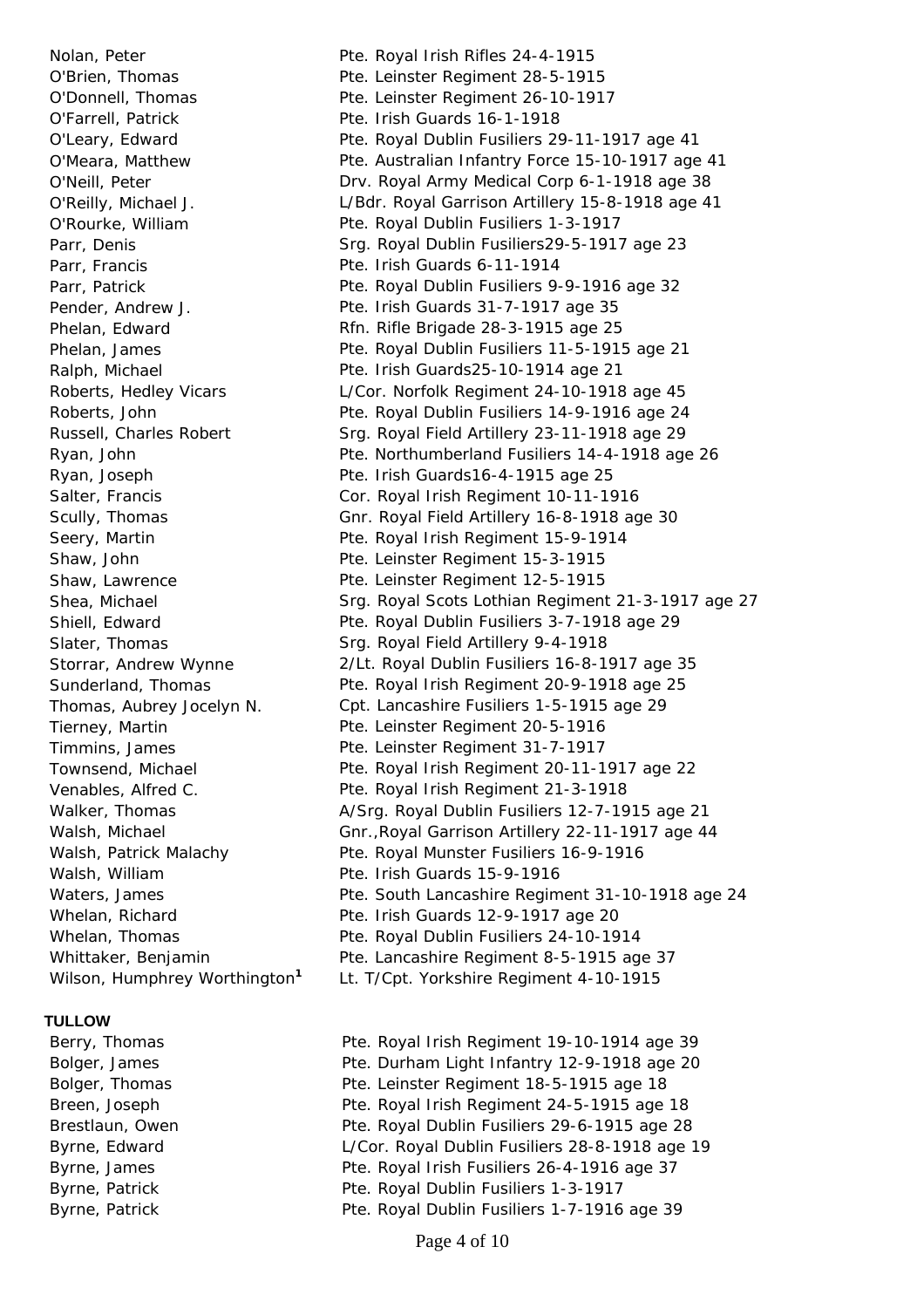| | |
|---|---|
| Nolan, Peter | Pte. Royal Irish Rifles 24-4-1915 |
| O'Brien, Thomas | Pte. Leinster Regiment 28-5-1915 |
| O'Donnell, Thomas | Pte. Leinster Regiment 26-10-1917 |
| O'Farrell, Patrick | Pte. Irish Guards 16-1-1918 |
| O'Leary, Edward | Pte. Royal Dublin Fusiliers 29-11-1917 age 41 |
| O'Meara, Matthew | Pte. Australian Infantry Force 15-10-1917 age 41 |
| O'Neill, Peter | Drv. Royal Army Medical Corp 6-1-1918 age 38 |
| O'Reilly, Michael J. | L/Bdr. Royal Garrison Artillery 15-8-1918 age 41 |
| O'Rourke, William | Pte. Royal Dublin Fusiliers 1-3-1917 |
| Parr, Denis | Srg. Royal Dublin Fusiliers29-5-1917 age 23 |
| Parr, Francis | Pte. Irish Guards 6-11-1914 |
| Parr, Patrick | Pte. Royal Dublin Fusiliers 9-9-1916 age 32 |
| Pender, Andrew J. | Pte. Irish Guards 31-7-1917 age 35 |
| Phelan, Edward | Rfn. Rifle Brigade 28-3-1915 age 25 |
| Phelan, James | Pte. Royal Dublin Fusiliers 11-5-1915 age 21 |
| Ralph, Michael | Pte. Irish Guards25-10-1914 age 21 |
| Roberts, Hedley Vicars | L/Cor. Norfolk Regiment 24-10-1918 age 45 |
| Roberts, John | Pte. Royal Dublin Fusiliers 14-9-1916 age 24 |
| Russell, Charles Robert | Srg. Royal Field Artillery 23-11-1918 age 29 |
| Ryan, John | Pte. Northumberland Fusiliers 14-4-1918 age 26 |
| Ryan, Joseph | Pte. Irish Guards16-4-1915 age 25 |
| Salter, Francis | Cor. Royal Irish Regiment 10-11-1916 |
| Scully, Thomas | Gnr. Royal Field Artillery 16-8-1918 age 30 |
| Seery, Martin | Pte. Royal Irish Regiment 15-9-1914 |
| Shaw, John | Pte. Leinster Regiment 15-3-1915 |
| Shaw, Lawrence | Pte. Leinster Regiment 12-5-1915 |
| Shea, Michael | Srg. Royal Scots Lothian Regiment 21-3-1917 age 27 |
| Shiell, Edward | Pte. Royal Dublin Fusiliers 3-7-1918 age 29 |
| Slater, Thomas | Srg. Royal Field Artillery 9-4-1918 |
| Storrar, Andrew Wynne | 2/Lt. Royal Dublin Fusiliers 16-8-1917 age 35 |
| Sunderland, Thomas | Pte. Royal Irish Regiment 20-9-1918 age 25 |
| Thomas, Aubrey Jocelyn N. | Cpt. Lancashire Fusiliers 1-5-1915 age 29 |
| Tierney, Martin | Pte. Leinster Regiment 20-5-1916 |
| Timmins, James | Pte. Leinster Regiment 31-7-1917 |
| Townsend, Michael | Pte. Royal Irish Regiment 20-11-1917 age 22 |
| Venables, Alfred C. | Pte. Royal Irish Regiment 21-3-1918 |
| Walker, Thomas | A/Srg. Royal Dublin Fusiliers 12-7-1915 age 21 |
| Walsh, Michael | Gnr.,Royal Garrison Artillery 22-11-1917 age 44 |
| Walsh, Patrick Malachy | Pte. Royal Munster Fusiliers 16-9-1916 |
| Walsh, William | Pte. Irish Guards 15-9-1916 |
| Waters, James | Pte. South Lancashire Regiment 31-10-1918 age 24 |
| Whelan, Richard | Pte. Irish Guards 12-9-1917 age 20 |
| Whelan, Thomas | Pte. Royal Dublin Fusiliers 24-10-1914 |
| Whittaker, Benjamin | Pte. Lancashire Regiment 8-5-1915 age 37 |
| Wilson, Humphrey Worthington[1] | Lt. T/Cpt. Yorkshire Regiment 4-10-1915 |

**TULLOW**

| | |
|---|---|
| Berry, Thomas | Pte. Royal Irish Regiment 19-10-1914 age 39 |
| Bolger, James | Pte. Durham Light Infantry 12-9-1918 age 20 |
| Bolger, Thomas | Pte. Leinster Regiment 18-5-1915 age 18 |
| Breen, Joseph | Pte. Royal Irish Regiment 24-5-1915 age 18 |
| Brestlaun, Owen | Pte. Royal Dublin Fusiliers 29-6-1915 age 28 |
| Byrne, Edward | L/Cor. Royal Dublin Fusiliers 28-8-1918 age 19 |
| Byrne, James | Pte. Royal Irish Fusiliers 26-4-1916 age 37 |
| Byrne, Patrick | Pte. Royal Dublin Fusiliers 1-3-1917 |
| Byrne, Patrick | Pte. Royal Dublin Fusiliers 1-7-1916 age 39 |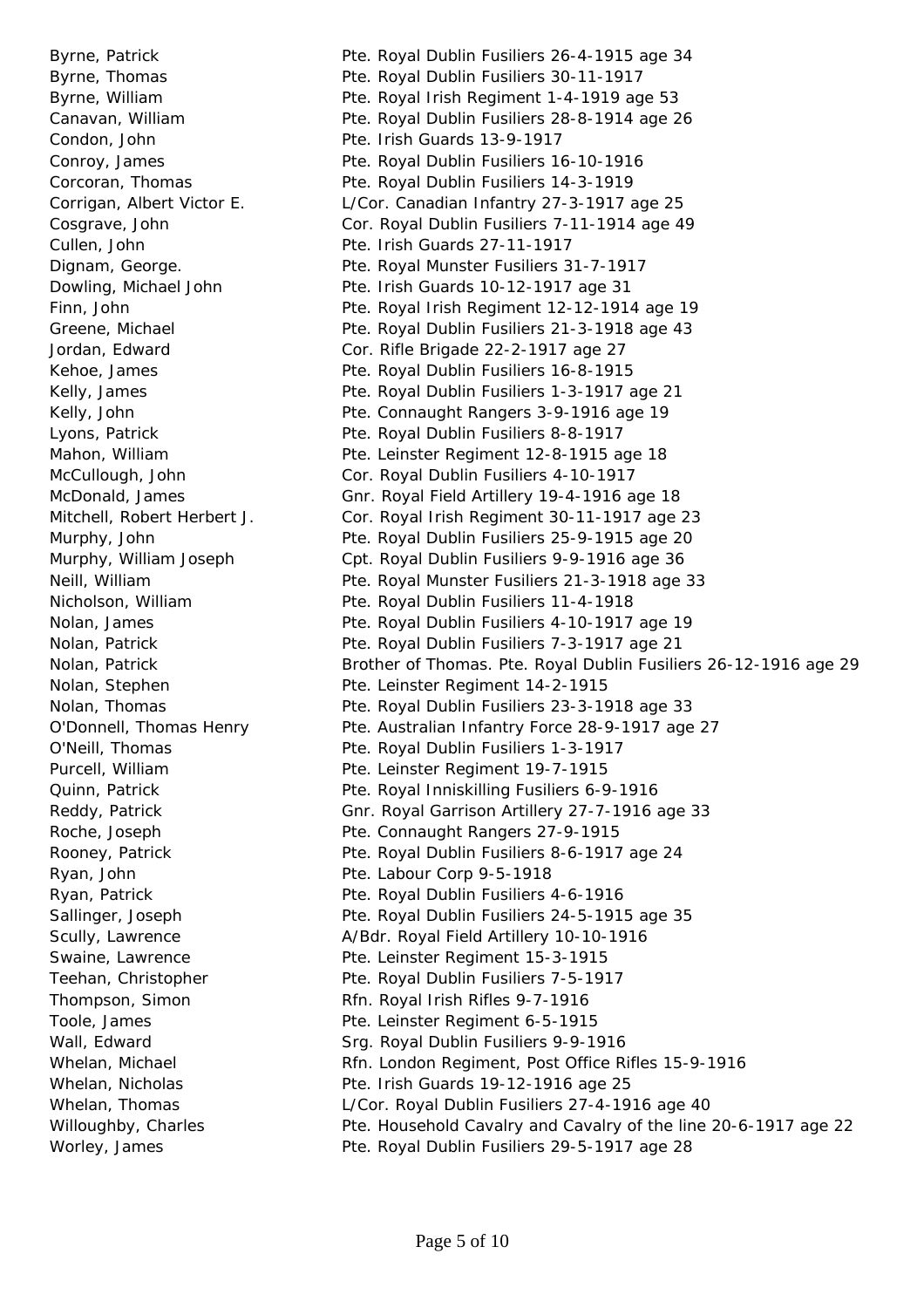| | |
|---|---|
| Byrne, Patrick | Pte. Royal Dublin Fusiliers 26-4-1915 age 34 |
| Byrne, Thomas | Pte. Royal Dublin Fusiliers 30-11-1917 |
| Byrne, William | Pte. Royal Irish Regiment 1-4-1919 age 53 |
| Canavan, William | Pte. Royal Dublin Fusiliers 28-8-1914 age 26 |
| Condon, John | Pte. Irish Guards 13-9-1917 |
| Conroy, James | Pte. Royal Dublin Fusiliers 16-10-1916 |
| Corcoran, Thomas | Pte. Royal Dublin Fusiliers 14-3-1919 |
| Corrigan, Albert Victor E. | L/Cor. Canadian Infantry 27-3-1917 age 25 |
| Cosgrave, John | Cor. Royal Dublin Fusiliers 7-11-1914 age 49 |
| Cullen, John | Pte. Irish Guards 27-11-1917 |
| Dignam, George. | Pte. Royal Munster Fusiliers 31-7-1917 |
| Dowling, Michael John | Pte. Irish Guards 10-12-1917 age 31 |
| Finn, John | Pte. Royal Irish Regiment 12-12-1914 age 19 |
| Greene, Michael | Pte. Royal Dublin Fusiliers 21-3-1918 age 43 |
| Jordan, Edward | Cor. Rifle Brigade 22-2-1917 age 27 |
| Kehoe, James | Pte. Royal Dublin Fusiliers 16-8-1915 |
| Kelly, James | Pte. Royal Dublin Fusiliers 1-3-1917 age 21 |
| Kelly, John | Pte. Connaught Rangers 3-9-1916 age 19 |
| Lyons, Patrick | Pte. Royal Dublin Fusiliers 8-8-1917 |
| Mahon, William | Pte. Leinster Regiment 12-8-1915 age 18 |
| McCullough, John | Cor. Royal Dublin Fusiliers 4-10-1917 |
| McDonald, James | Gnr. Royal Field Artillery 19-4-1916 age 18 |
| Mitchell, Robert Herbert J. | Cor. Royal Irish Regiment 30-11-1917 age 23 |
| Murphy, John | Pte. Royal Dublin Fusiliers 25-9-1915 age 20 |
| Murphy, William Joseph | Cpt. Royal Dublin Fusiliers 9-9-1916 age 36 |
| Neill, William | Pte. Royal Munster Fusiliers 21-3-1918 age 33 |
| Nicholson, William | Pte. Royal Dublin Fusiliers 11-4-1918 |
| Nolan, James | Pte. Royal Dublin Fusiliers 4-10-1917 age 19 |
| Nolan, Patrick | Pte. Royal Dublin Fusiliers 7-3-1917 age 21 |
| Nolan, Patrick | Brother of Thomas. Pte. Royal Dublin Fusiliers 26-12-1916 age 29 |
| Nolan, Stephen | Pte. Leinster Regiment 14-2-1915 |
| Nolan, Thomas | Pte. Royal Dublin Fusiliers 23-3-1918 age 33 |
| O'Donnell, Thomas Henry | Pte. Australian Infantry Force 28-9-1917 age 27 |
| O'Neill, Thomas | Pte. Royal Dublin Fusiliers 1-3-1917 |
| Purcell, William | Pte. Leinster Regiment 19-7-1915 |
| Quinn, Patrick | Pte. Royal Inniskilling Fusiliers 6-9-1916 |
| Reddy, Patrick | Gnr. Royal Garrison Artillery 27-7-1916 age 33 |
| Roche, Joseph | Pte. Connaught Rangers 27-9-1915 |
| Rooney, Patrick | Pte. Royal Dublin Fusiliers 8-6-1917 age 24 |
| Ryan, John | Pte. Labour Corp 9-5-1918 |
| Ryan, Patrick | Pte. Royal Dublin Fusiliers 4-6-1916 |
| Sallinger, Joseph | Pte. Royal Dublin Fusiliers 24-5-1915 age 35 |
| Scully, Lawrence | A/Bdr. Royal Field Artillery 10-10-1916 |
| Swaine, Lawrence | Pte. Leinster Regiment 15-3-1915 |
| Teehan, Christopher | Pte. Royal Dublin Fusiliers 7-5-1917 |
| Thompson, Simon | Rfn. Royal Irish Rifles 9-7-1916 |
| Toole, James | Pte. Leinster Regiment 6-5-1915 |
| Wall, Edward | Srg. Royal Dublin Fusiliers 9-9-1916 |
| Whelan, Michael | Rfn. London Regiment, Post Office Rifles 15-9-1916 |
| Whelan, Nicholas | Pte. Irish Guards 19-12-1916 age 25 |
| Whelan, Thomas | L/Cor. Royal Dublin Fusiliers 27-4-1916 age 40 |
| Willoughby, Charles | Pte. Household Cavalry and Cavalry of the line 20-6-1917 age 22 |
| Worley, James | Pte. Royal Dublin Fusiliers 29-5-1917 age 28 |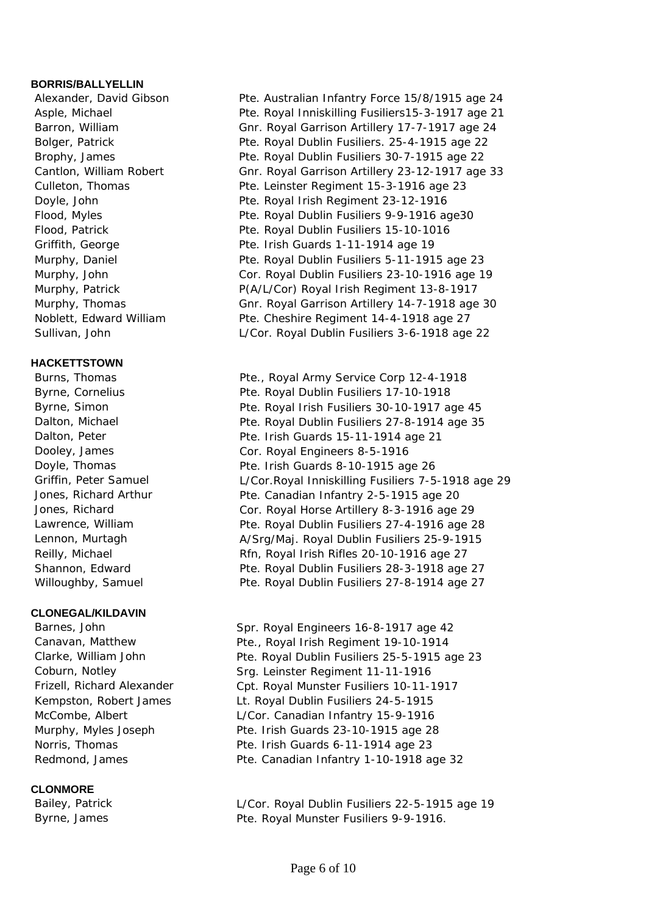**BORRIS/BALLYELLIN**

| | |
|---|---|
| Alexander, David Gibson | Pte. Australian Infantry Force 15/8/1915 age 24 |
| Asple, Michael | Pte. Royal Inniskilling Fusiliers15-3-1917 age 21 |
| Barron, William | Gnr. Royal Garrison Artillery 17-7-1917 age 24 |
| Bolger, Patrick | Pte. Royal Dublin Fusiliers. 25-4-1915 age 22 |
| Brophy, James | Pte. Royal Dublin Fusiliers 30-7-1915 age 22 |
| Cantlon, William Robert | Gnr. Royal Garrison Artillery 23-12-1917 age 33 |
| Culleton, Thomas | Pte. Leinster Regiment 15-3-1916 age 23 |
| Doyle, John | Pte. Royal Irish Regiment 23-12-1916 |
| Flood, Myles | Pte. Royal Dublin Fusiliers 9-9-1916 age30 |
| Flood, Patrick | Pte. Royal Dublin Fusiliers 15-10-1016 |
| Griffith, George | Pte. Irish Guards 1-11-1914 age 19 |
| Murphy, Daniel | Pte. Royal Dublin Fusiliers 5-11-1915 age 23 |
| Murphy, John | Cor. Royal Dublin Fusiliers 23-10-1916 age 19 |
| Murphy, Patrick | P(A/L/Cor) Royal Irish Regiment 13-8-1917 |
| Murphy, Thomas | Gnr. Royal Garrison Artillery 14-7-1918 age 30 |
| Noblett, Edward William | Pte. Cheshire Regiment 14-4-1918 age 27 |
| Sullivan, John | L/Cor. Royal Dublin Fusiliers 3-6-1918 age 22 |

**HACKETTSTOWN**

| | |
|---|---|
| Burns, Thomas | Pte., Royal Army Service Corp 12-4-1918 |
| Byrne, Cornelius | Pte. Royal Dublin Fusiliers 17-10-1918 |
| Byrne, Simon | Pte. Royal Irish Fusiliers 30-10-1917 age 45 |
| Dalton, Michael | Pte. Royal Dublin Fusiliers 27-8-1914 age 35 |
| Dalton, Peter | Pte. Irish Guards 15-11-1914 age 21 |
| Dooley, James | Cor. Royal Engineers 8-5-1916 |
| Doyle, Thomas | Pte. Irish Guards 8-10-1915 age 26 |
| Griffin, Peter Samuel | L/Cor.Royal Inniskilling Fusiliers 7-5-1918 age 29 |
| Jones, Richard Arthur | Pte. Canadian Infantry 2-5-1915 age 20 |
| Jones, Richard | Cor. Royal Horse Artillery 8-3-1916 age 29 |
| Lawrence, William | Pte. Royal Dublin Fusiliers 27-4-1916 age 28 |
| Lennon, Murtagh | A/Srg/Maj. Royal Dublin Fusiliers 25-9-1915 |
| Reilly, Michael | Rfn, Royal Irish Rifles 20-10-1916 age 27 |
| Shannon, Edward | Pte. Royal Dublin Fusiliers 28-3-1918 age 27 |
| Willoughby, Samuel | Pte. Royal Dublin Fusiliers 27-8-1914 age 27 |

**CLONEGAL/KILDAVIN**

| | |
|---|---|
| Barnes, John | Spr. Royal Engineers 16-8-1917 age 42 |
| Canavan, Matthew | Pte., Royal Irish Regiment 19-10-1914 |
| Clarke, William John | Pte. Royal Dublin Fusiliers 25-5-1915 age 23 |
| Coburn, Notley | Srg. Leinster Regiment 11-11-1916 |
| Frizell, Richard Alexander | Cpt. Royal Munster Fusiliers 10-11-1917 |
| Kempston, Robert James | Lt. Royal Dublin Fusiliers 24-5-1915 |
| McCombe, Albert | L/Cor. Canadian Infantry 15-9-1916 |
| Murphy, Myles Joseph | Pte. Irish Guards 23-10-1915 age 28 |
| Norris, Thomas | Pte. Irish Guards 6-11-1914 age 23 |
| Redmond, James | Pte. Canadian Infantry 1-10-1918 age 32 |

**CLONMORE**

| | |
|---|---|
| Bailey, Patrick | L/Cor. Royal Dublin Fusiliers 22-5-1915 age 19 |
| Byrne, James | Pte. Royal Munster Fusiliers 9-9-1916. |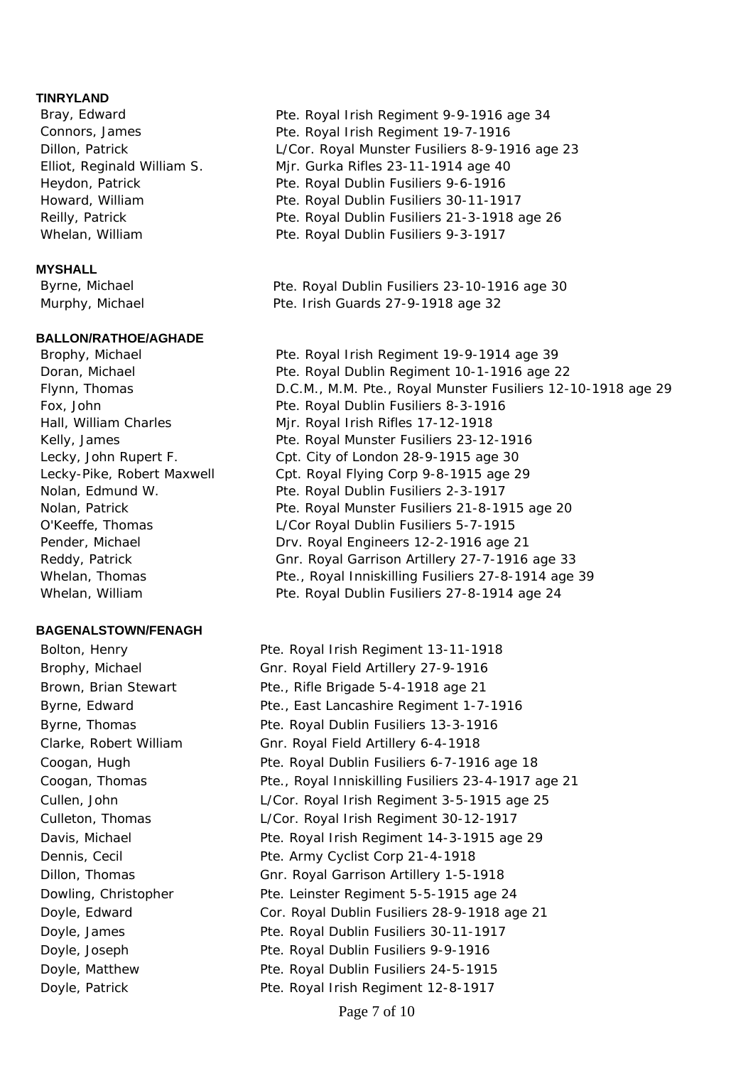**TINRYLAND**

| | |
|---|---|
| Bray, Edward | Pte. Royal Irish Regiment 9-9-1916 age 34 |
| Connors, James | Pte. Royal Irish Regiment 19-7-1916 |
| Dillon, Patrick | L/Cor. Royal Munster Fusiliers 8-9-1916 age 23 |
| Elliot, Reginald William S. | Mjr. Gurka Rifles 23-11-1914 age 40 |
| Heydon, Patrick | Pte. Royal Dublin Fusiliers 9-6-1916 |
| Howard, William | Pte. Royal Dublin Fusiliers 30-11-1917 |
| Reilly, Patrick | Pte. Royal Dublin Fusiliers 21-3-1918 age 26 |
| Whelan, William | Pte. Royal Dublin Fusiliers 9-3-1917 |

**MYSHALL**

| | |
|---|---|
| Byrne, Michael | Pte. Royal Dublin Fusiliers 23-10-1916 age 30 |
| Murphy, Michael | Pte. Irish Guards 27-9-1918 age 32 |

**BALLON/RATHOE/AGHADE**

| | |
|---|---|
| Brophy, Michael | Pte. Royal Irish Regiment 19-9-1914 age 39 |
| Doran, Michael | Pte. Royal Dublin Regiment 10-1-1916 age 22 |
| Flynn, Thomas | D.C.M., M.M. Pte., Royal Munster Fusiliers 12-10-1918 age 29 |
| Fox, John | Pte. Royal Dublin Fusiliers 8-3-1916 |
| Hall, William Charles | Mjr. Royal Irish Rifles 17-12-1918 |
| Kelly, James | Pte. Royal Munster Fusiliers 23-12-1916 |
| Lecky, John Rupert F. | Cpt. City of London 28-9-1915 age 30 |
| Lecky-Pike, Robert Maxwell | Cpt. Royal Flying Corp 9-8-1915 age 29 |
| Nolan, Edmund W. | Pte. Royal Dublin Fusiliers 2-3-1917 |
| Nolan, Patrick | Pte. Royal Munster Fusiliers 21-8-1915 age 20 |
| O'Keeffe, Thomas | L/Cor Royal Dublin Fusiliers 5-7-1915 |
| Pender, Michael | Drv. Royal Engineers 12-2-1916 age 21 |
| Reddy, Patrick | Gnr. Royal Garrison Artillery 27-7-1916 age 33 |
| Whelan, Thomas | Pte., Royal Inniskilling Fusiliers 27-8-1914 age 39 |
| Whelan, William | Pte. Royal Dublin Fusiliers 27-8-1914 age 24 |

**BAGENALSTOWN/FENAGH**

| | |
|---|---|
| Bolton, Henry | Pte. Royal Irish Regiment 13-11-1918 |
| Brophy, Michael | Gnr. Royal Field Artillery 27-9-1916 |
| Brown, Brian Stewart | Pte., Rifle Brigade 5-4-1918 age 21 |
| Byrne, Edward | Pte., East Lancashire Regiment 1-7-1916 |
| Byrne, Thomas | Pte. Royal Dublin Fusiliers 13-3-1916 |
| Clarke, Robert William | Gnr. Royal Field Artillery 6-4-1918 |
| Coogan, Hugh | Pte. Royal Dublin Fusiliers 6-7-1916 age 18 |
| Coogan, Thomas | Pte., Royal Inniskilling Fusiliers 23-4-1917 age 21 |
| Cullen, John | L/Cor. Royal Irish Regiment 3-5-1915 age 25 |
| Culleton, Thomas | L/Cor. Royal Irish Regiment 30-12-1917 |
| Davis, Michael | Pte. Royal Irish Regiment 14-3-1915 age 29 |
| Dennis, Cecil | Pte. Army Cyclist Corp 21-4-1918 |
| Dillon, Thomas | Gnr. Royal Garrison Artillery 1-5-1918 |
| Dowling, Christopher | Pte. Leinster Regiment 5-5-1915 age 24 |
| Doyle, Edward | Cor. Royal Dublin Fusiliers 28-9-1918 age 21 |
| Doyle, James | Pte. Royal Dublin Fusiliers 30-11-1917 |
| Doyle, Joseph | Pte. Royal Dublin Fusiliers 9-9-1916 |
| Doyle, Matthew | Pte. Royal Dublin Fusiliers 24-5-1915 |
| Doyle, Patrick | Pte. Royal Irish Regiment 12-8-1917 |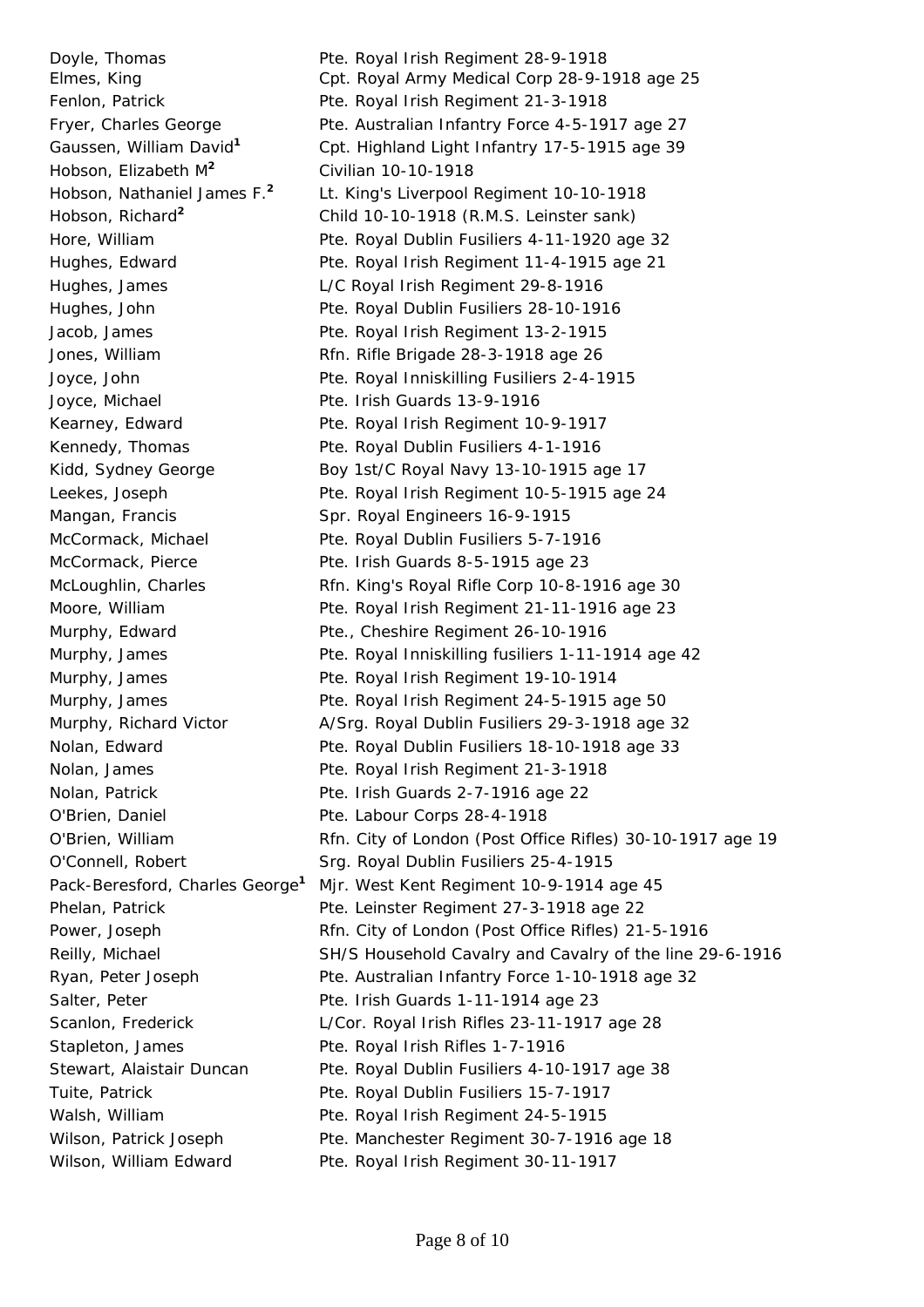| | |
|---|---|
| Doyle, Thomas | Pte. Royal Irish Regiment 28-9-1918 |
| Elmes, King | Cpt. Royal Army Medical Corp 28-9-1918 age 25 |
| Fenlon, Patrick | Pte. Royal Irish Regiment 21-3-1918 |
| Fryer, Charles George | Pte. Australian Infantry Force 4-5-1917 age 27 |
| Gaussen, William David[1] | Cpt. Highland Light Infantry 17-5-1915 age 39 |
| Hobson, Elizabeth M[2] | Civilian 10-10-1918 |
| Hobson, Nathaniel James F.[2] | Lt. King's Liverpool Regiment 10-10-1918 |
| Hobson, Richard[2] | Child 10-10-1918 (R.M.S. Leinster sank) |
| Hore, William | Pte. Royal Dublin Fusiliers 4-11-1920 age 32 |
| Hughes, Edward | Pte. Royal Irish Regiment 11-4-1915 age 21 |
| Hughes, James | L/C Royal Irish Regiment 29-8-1916 |
| Hughes, John | Pte. Royal Dublin Fusiliers 28-10-1916 |
| Jacob, James | Pte. Royal Irish Regiment 13-2-1915 |
| Jones, William | Rfn. Rifle Brigade 28-3-1918 age 26 |
| Joyce, John | Pte. Royal Inniskilling Fusiliers 2-4-1915 |
| Joyce, Michael | Pte. Irish Guards 13-9-1916 |
| Kearney, Edward | Pte. Royal Irish Regiment 10-9-1917 |
| Kennedy, Thomas | Pte. Royal Dublin Fusiliers 4-1-1916 |
| Kidd, Sydney George | Boy 1st/C Royal Navy 13-10-1915 age 17 |
| Leekes, Joseph | Pte. Royal Irish Regiment 10-5-1915 age 24 |
| Mangan, Francis | Spr. Royal Engineers 16-9-1915 |
| McCormack, Michael | Pte. Royal Dublin Fusiliers 5-7-1916 |
| McCormack, Pierce | Pte. Irish Guards 8-5-1915 age 23 |
| McLoughlin, Charles | Rfn. King's Royal Rifle Corp 10-8-1916 age 30 |
| Moore, William | Pte. Royal Irish Regiment 21-11-1916 age 23 |
| Murphy, Edward | Pte., Cheshire Regiment 26-10-1916 |
| Murphy, James | Pte. Royal Inniskilling fusiliers 1-11-1914 age 42 |
| Murphy, James | Pte. Royal Irish Regiment 19-10-1914 |
| Murphy, James | Pte. Royal Irish Regiment 24-5-1915 age 50 |
| Murphy, Richard Victor | A/Srg. Royal Dublin Fusiliers 29-3-1918 age 32 |
| Nolan, Edward | Pte. Royal Dublin Fusiliers 18-10-1918 age 33 |
| Nolan, James | Pte. Royal Irish Regiment 21-3-1918 |
| Nolan, Patrick | Pte. Irish Guards 2-7-1916 age 22 |
| O'Brien, Daniel | Pte. Labour Corps 28-4-1918 |
| O'Brien, William | Rfn. City of London (Post Office Rifles) 30-10-1917 age 19 |
| O'Connell, Robert | Srg. Royal Dublin Fusiliers 25-4-1915 |
| Pack-Beresford, Charles George[1] | Mjr. West Kent Regiment 10-9-1914 age 45 |
| Phelan, Patrick | Pte. Leinster Regiment 27-3-1918 age 22 |
| Power, Joseph | Rfn. City of London (Post Office Rifles) 21-5-1916 |
| Reilly, Michael | SH/S Household Cavalry and Cavalry of the line 29-6-1916 |
| Ryan, Peter Joseph | Pte. Australian Infantry Force 1-10-1918 age 32 |
| Salter, Peter | Pte. Irish Guards 1-11-1914 age 23 |
| Scanlon, Frederick | L/Cor. Royal Irish Rifles 23-11-1917 age 28 |
| Stapleton, James | Pte. Royal Irish Rifles 1-7-1916 |
| Stewart, Alaistair Duncan | Pte. Royal Dublin Fusiliers 4-10-1917 age 38 |
| Tuite, Patrick | Pte. Royal Dublin Fusiliers 15-7-1917 |
| Walsh, William | Pte. Royal Irish Regiment 24-5-1915 |
| Wilson, Patrick Joseph | Pte. Manchester Regiment 30-7-1916 age 18 |
| Wilson, William Edward | Pte. Royal Irish Regiment 30-11-1917 |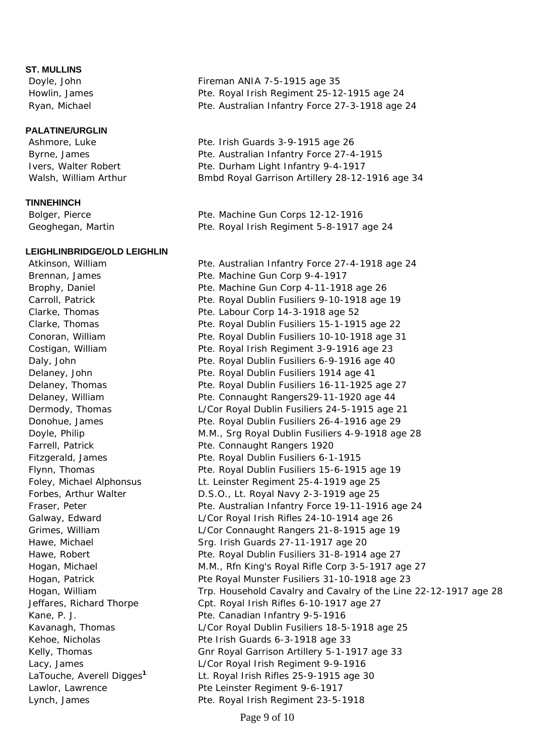**ST. MULLINS**

| | |
|---|---|
| Doyle, John | Fireman ANIA 7-5-1915 age 35 |
| Howlin, James | Pte. Royal Irish Regiment 25-12-1915 age 24 |
| Ryan, Michael | Pte. Australian Infantry Force 27-3-1918 age 24 |

**PALATINE/URGLIN**

| | |
|---|---|
| Ashmore, Luke | Pte. Irish Guards 3-9-1915 age 26 |
| Byrne, James | Pte. Australian Infantry Force 27-4-1915 |
| Ivers, Walter Robert | Pte. Durham Light Infantry 9-4-1917 |
| Walsh, William Arthur | Bmbd Royal Garrison Artillery 28-12-1916 age 34 |

**TINNEHINCH**

| | |
|---|---|
| Bolger, Pierce | Pte. Machine Gun Corps 12-12-1916 |
| Geoghegan, Martin | Pte. Royal Irish Regiment 5-8-1917 age 24 |

**LEIGHLINBRIDGE/OLD LEIGHLIN**

| | |
|---|---|
| Atkinson, William | Pte. Australian Infantry Force 27-4-1918 age 24 |
| Brennan, James | Pte. Machine Gun Corp 9-4-1917 |
| Brophy, Daniel | Pte. Machine Gun Corp 4-11-1918 age 26 |
| Carroll, Patrick | Pte. Royal Dublin Fusiliers 9-10-1918 age 19 |
| Clarke, Thomas | Pte. Labour Corp 14-3-1918 age 52 |
| Clarke, Thomas | Pte. Royal Dublin Fusiliers 15-1-1915 age 22 |
| Conoran, William | Pte. Royal Dublin Fusiliers 10-10-1918 age 31 |
| Costigan, William | Pte. Royal Irish Regiment 3-9-1916 age 23 |
| Daly, John | Pte. Royal Dublin Fusiliers 6-9-1916 age 40 |
| Delaney, John | Pte. Royal Dublin Fusiliers 1914 age 41 |
| Delaney, Thomas | Pte. Royal Dublin Fusiliers 16-11-1925 age 27 |
| Delaney, William | Pte. Connaught Rangers29-11-1920 age 44 |
| Dermody, Thomas | L/Cor Royal Dublin Fusiliers 24-5-1915 age 21 |
| Donohue, James | Pte. Royal Dublin Fusiliers 26-4-1916 age 29 |
| Doyle, Philip | M.M., Srg Royal Dublin Fusiliers 4-9-1918 age 28 |
| Farrell, Patrick | Pte. Connaught Rangers 1920 |
| Fitzgerald, James | Pte. Royal Dublin Fusiliers 6-1-1915 |
| Flynn, Thomas | Pte. Royal Dublin Fusiliers 15-6-1915 age 19 |
| Foley, Michael Alphonsus | Lt. Leinster Regiment 25-4-1919 age 25 |
| Forbes, Arthur Walter | D.S.O., Lt. Royal Navy 2-3-1919 age 25 |
| Fraser, Peter | Pte. Australian Infantry Force 19-11-1916 age 24 |
| Galway, Edward | L/Cor Royal Irish Rifles 24-10-1914 age 26 |
| Grimes, William | L/Cor Connaught Rangers 21-8-1915 age 19 |
| Hawe, Michael | Srg. Irish Guards 27-11-1917 age 20 |
| Hawe, Robert | Pte. Royal Dublin Fusiliers 31-8-1914 age 27 |
| Hogan, Michael | M.M., Rfn King's Royal Rifle Corp 3-5-1917 age 27 |
| Hogan, Patrick | Pte Royal Munster Fusiliers 31-10-1918 age 23 |
| Hogan, William | Trp. Household Cavalry and Cavalry of the Line 22-12-1917 age 28 |
| Jeffares, Richard Thorpe | Cpt. Royal Irish Rifles 6-10-1917 age 27 |
| Kane, P. J. | Pte. Canadian Infantry 9-5-1916 |
| Kavanagh, Thomas | L/Cor Royal Dublin Fusiliers 18-5-1918 age 25 |
| Kehoe, Nicholas | Pte Irish Guards 6-3-1918 age 33 |
| Kelly, Thomas | Gnr Royal Garrison Artillery 5-1-1917 age 33 |
| Lacy, James | L/Cor Royal Irish Regiment 9-9-1916 |
| LaTouche, Averell Digges[1] | Lt. Royal Irish Rifles 25-9-1915 age 30 |
| Lawlor, Lawrence | Pte Leinster Regiment 9-6-1917 |
| Lynch, James | Pte. Royal Irish Regiment 23-5-1918 |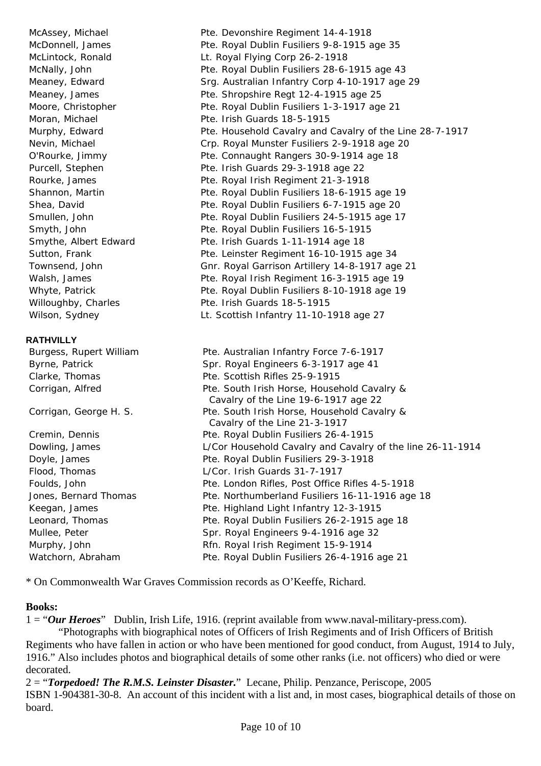| | |
|---|---|
| McAssey, Michael | Pte. Devonshire Regiment 14-4-1918 |
| McDonnell, James | Pte. Royal Dublin Fusiliers 9-8-1915 age 35 |
| McLintock, Ronald | Lt. Royal Flying Corp 26-2-1918 |
| McNally, John | Pte. Royal Dublin Fusiliers 28-6-1915 age 43 |
| Meaney, Edward | Srg. Australian Infantry Corp 4-10-1917 age 29 |
| Meaney, James | Pte. Shropshire Regt 12-4-1915 age 25 |
| Moore, Christopher | Pte. Royal Dublin Fusiliers 1-3-1917 age 21 |
| Moran, Michael | Pte. Irish Guards 18-5-1915 |
| Murphy, Edward | Pte. Household Cavalry and Cavalry of the Line 28-7-1917 |
| Nevin, Michael | Crp. Royal Munster Fusiliers 2-9-1918 age 20 |
| O'Rourke, Jimmy | Pte. Connaught Rangers 30-9-1914 age 18 |
| Purcell, Stephen | Pte. Irish Guards 29-3-1918 age 22 |
| Rourke, James | Pte. Royal Irish Regiment 21-3-1918 |
| Shannon, Martin | Pte. Royal Dublin Fusiliers 18-6-1915 age 19 |
| Shea, David | Pte. Royal Dublin Fusiliers 6-7-1915 age 20 |
| Smullen, John | Pte. Royal Dublin Fusiliers 24-5-1915 age 17 |
| Smyth, John | Pte. Royal Dublin Fusiliers 16-5-1915 |
| Smythe, Albert Edward | Pte. Irish Guards 1-11-1914 age 18 |
| Sutton, Frank | Pte. Leinster Regiment 16-10-1915 age 34 |
| Townsend, John | Gnr. Royal Garrison Artillery 14-8-1917 age 21 |
| Walsh, James | Pte. Royal Irish Regiment 16-3-1915 age 19 |
| Whyte, Patrick | Pte. Royal Dublin Fusiliers 8-10-1918 age 19 |
| Willoughby, Charles | Pte. Irish Guards 18-5-1915 |
| Wilson, Sydney | Lt. Scottish Infantry 11-10-1918 age 27 |

**RATHVILLY**

| | |
|---|---|
| Burgess, Rupert William | Pte. Australian Infantry Force 7-6-1917 |
| Byrne, Patrick | Spr. Royal Engineers 6-3-1917 age 41 |
| Clarke, Thomas | Pte. Scottish Rifles 25-9-1915 |
| Corrigan, Alfred | Pte. South Irish Horse, Household Cavalry & Cavalry of the Line 19-6-1917 age 22 |
| Corrigan, George H. S. | Pte. South Irish Horse, Household Cavalry & Cavalry of the Line 21-3-1917 |
| Cremin, Dennis | Pte. Royal Dublin Fusiliers 26-4-1915 |
| Dowling, James | L/Cor Household Cavalry and Cavalry of the line 26-11-1914 |
| Doyle, James | Pte. Royal Dublin Fusiliers 29-3-1918 |
| Flood, Thomas | L/Cor. Irish Guards 31-7-1917 |
| Foulds, John | Pte. London Rifles, Post Office Rifles 4-5-1918 |
| Jones, Bernard Thomas | Pte. Northumberland Fusiliers 16-11-1916 age 18 |
| Keegan, James | Pte. Highland Light Infantry 12-3-1915 |
| Leonard, Thomas | Pte. Royal Dublin Fusiliers 26-2-1915 age 18 |
| Mullee, Peter | Spr. Royal Engineers 9-4-1916 age 32 |
| Murphy, John | Rfn. Royal Irish Regiment 15-9-1914 |
| Watchorn, Abraham | Pte. Royal Dublin Fusiliers 26-4-1916 age 21 |

* On Commonwealth War Graves Commission records as O'Keeffe, Richard.

**Books:**

1 = "***Our Heroes***" Dublin, Irish Life, 1916. (reprint available from www.naval-military-press.com).
"Photographs with biographical notes of Officers of Irish Regiments and of Irish Officers of British Regiments who have fallen in action or who have been mentioned for good conduct, from August, 1914 to July, 1916." Also includes photos and biographical details of some other ranks (i.e. not officers) who died or were decorated.

2 = "***Torpedoed! The R.M.S. Leinster Disaster.***" Lecane, Philip. Penzance, Periscope, 2005
ISBN 1-904381-30-8. An account of this incident with a list and, in most cases, biographical details of those on board.